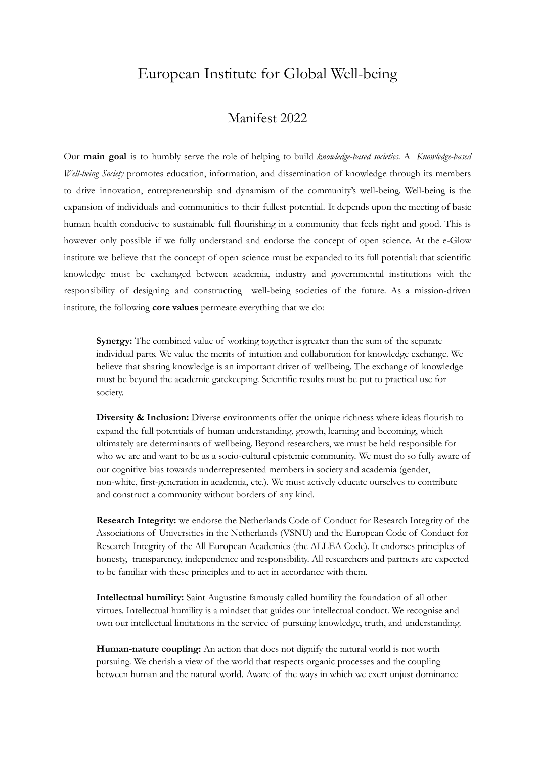# European Institute for Global Well-being

## Manifest 2022

Our **main goal** is to humbly serve the role of helping to build *knowledge-based societies*. A *Knowledge-based Well-being Society* promotes education, information, and dissemination of knowledge through its members to drive innovation, entrepreneurship and dynamism of the community's well-being. Well-being is the expansion of individuals and communities to their fullest potential. It depends upon the meeting of basic human health conducive to sustainable full flourishing in a community that feels right and good. This is however only possible if we fully understand and endorse the concept of open science. At the e-Glow institute we believe that the concept of open science must be expanded to its full potential: that scientific knowledge must be exchanged between academia, industry and governmental institutions with the responsibility of designing and constructing well-being societies of the future. As a mission-driven institute, the following **core values** permeate everything that we do:

**Synergy:** The combined value of working together is greater than the sum of the separate individual parts. We value the merits of intuition and collaboration for knowledge exchange. We believe that sharing knowledge is an important driver of wellbeing. The exchange of knowledge must be beyond the academic gatekeeping. Scientific results must be put to practical use for society.

**Diversity & Inclusion:** Diverse environments offer the unique richness where ideas flourish to expand the full potentials of human understanding, growth, learning and becoming, which ultimately are determinants of wellbeing. Beyond researchers, we must be held responsible for who we are and want to be as a socio-cultural epistemic community. We must do so fully aware of our cognitive bias towards underrepresented members in society and academia (gender, non-white, first-generation in academia, etc.). We must actively educate ourselves to contribute and construct a community without borders of any kind.

**Research Integrity:** we endorse the Netherlands Code of Conduct for Research Integrity of the Associations of Universities in the Netherlands (VSNU) and the European Code of Conduct for Research Integrity of the All European Academies (the ALLEA Code). It endorses principles of honesty, transparency, independence and responsibility. All researchers and partners are expected to be familiar with these principles and to act in accordance with them.

**Intellectual humility:** Saint Augustine famously called humility the foundation of all other virtues. Intellectual humility is a mindset that guides our intellectual conduct. We recognise and own our intellectual limitations in the service of pursuing knowledge, truth, and understanding.

**Human-nature coupling:** An action that does not dignify the natural world is not worth pursuing. We cherish a view of the world that respects organic processes and the coupling between human and the natural world. Aware of the ways in which we exert unjust dominance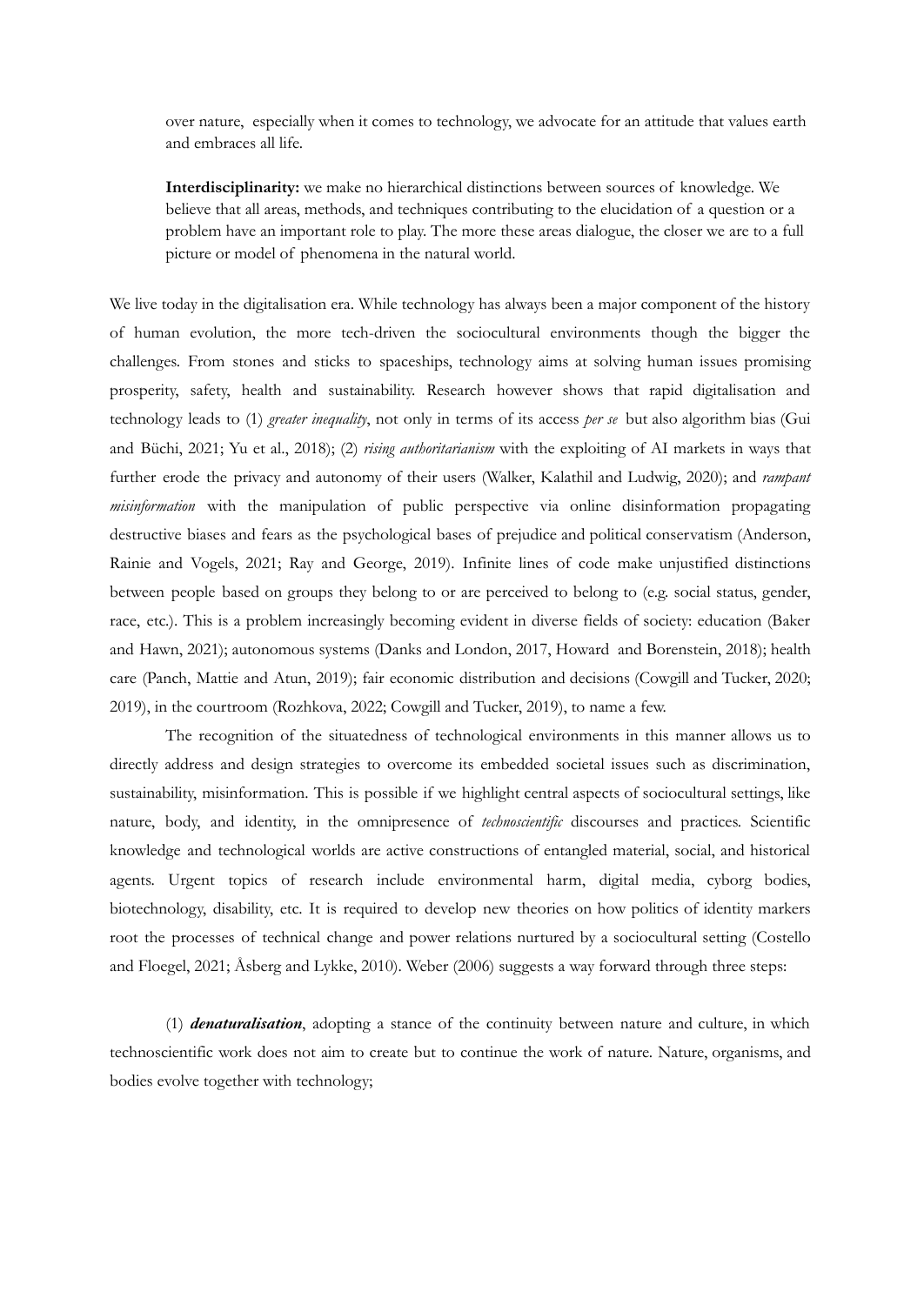over nature, especially when it comes to technology, we advocate for an attitude that values earth and embraces all life.

**Interdisciplinarity:** we make no hierarchical distinctions between sources of knowledge. We believe that all areas, methods, and techniques contributing to the elucidation of a question or a problem have an important role to play. The more these areas dialogue, the closer we are to a full picture or model of phenomena in the natural world.

We live today in the digitalisation era. While technology has always been a major component of the history of human evolution, the more tech-driven the sociocultural environments though the bigger the challenges. From stones and sticks to spaceships, technology aims at solving human issues promising prosperity, safety, health and sustainability. Research however shows that rapid digitalisation and technology leads to (1) *greater inequality*, not only in terms of its access *per se* but also algorithm bias (Gui and Büchi, 2021; Yu et al., 2018); (2) *rising authoritarianism* with the exploiting of AI markets in ways that further erode the privacy and autonomy of their users (Walker, Kalathil and Ludwig, 2020); and *rampant misinformation* with the manipulation of public perspective via online disinformation propagating destructive biases and fears as the psychological bases of prejudice and political conservatism (Anderson, Rainie and Vogels, 2021; Ray and George, 2019). Infinite lines of code make unjustified distinctions between people based on groups they belong to or are perceived to belong to (e.g. social status, gender, race, etc.). This is a problem increasingly becoming evident in diverse fields of society: education (Baker and Hawn, 2021); autonomous systems (Danks and London, 2017, Howard and Borenstein, 2018); health care (Panch, Mattie and Atun, 2019); fair economic distribution and decisions (Cowgill and Tucker, 2020; 2019), in the courtroom (Rozhkova, 2022; Cowgill and Tucker, 2019), to name a few.

The recognition of the situatedness of technological environments in this manner allows us to directly address and design strategies to overcome its embedded societal issues such as discrimination, sustainability, misinformation. This is possible if we highlight central aspects of sociocultural settings, like nature, body, and identity, in the omnipresence of *technoscientific* discourses and practices. Scientific knowledge and technological worlds are active constructions of entangled material, social, and historical agents. Urgent topics of research include environmental harm, digital media, cyborg bodies, biotechnology, disability, etc. It is required to develop new theories on how politics of identity markers root the processes of technical change and power relations nurtured by a sociocultural setting (Costello and Floegel, 2021; Åsberg and Lykke, 2010). Weber (2006) suggests a way forward through three steps:

(1) ***denaturalisation***, adopting a stance of the continuity between nature and culture, in which technoscientific work does not aim to create but to continue the work of nature. Nature, organisms, and bodies evolve together with technology;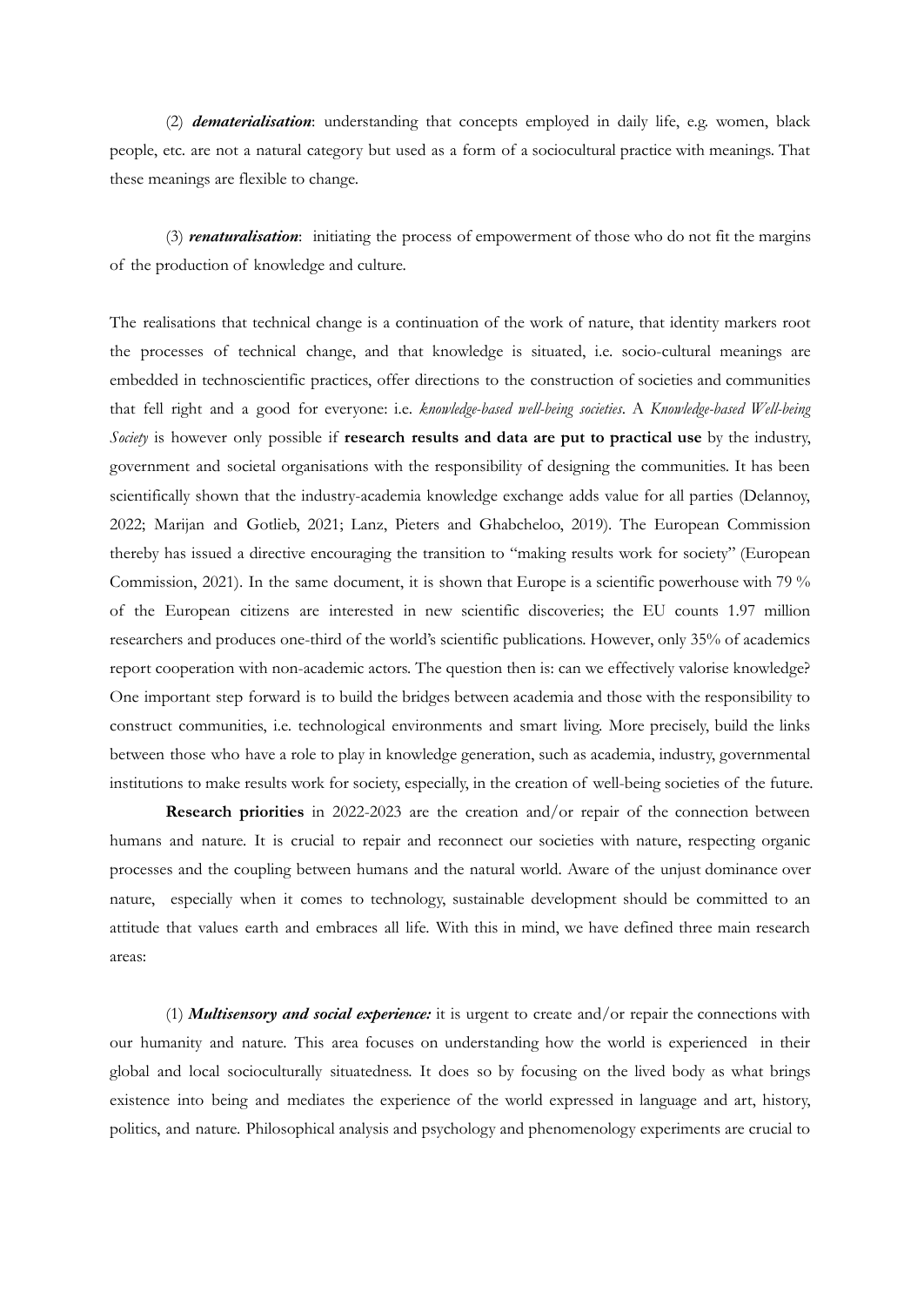(2) ***dematerialisation***: understanding that concepts employed in daily life, e.g. women, black people, etc. are not a natural category but used as a form of a sociocultural practice with meanings. That these meanings are flexible to change.

(3) ***renaturalisation***: initiating the process of empowerment of those who do not fit the margins of the production of knowledge and culture.

The realisations that technical change is a continuation of the work of nature, that identity markers root the processes of technical change, and that knowledge is situated, i.e. socio-cultural meanings are embedded in technoscientific practices, offer directions to the construction of societies and communities that fell right and a good for everyone: i.e. *knowledge-based well-being societies*. A *Knowledge-based Well-being Society* is however only possible if **research results and data are put to practical use** by the industry, government and societal organisations with the responsibility of designing the communities. It has been scientifically shown that the industry-academia knowledge exchange adds value for all parties (Delannoy, 2022; Marijan and Gotlieb, 2021; Lanz, Pieters and Ghabcheloo, 2019). The European Commission thereby has issued a directive encouraging the transition to "making results work for society" (European Commission, 2021). In the same document, it is shown that Europe is a scientific powerhouse with 79 % of the European citizens are interested in new scientific discoveries; the EU counts 1.97 million researchers and produces one-third of the world's scientific publications. However, only 35% of academics report cooperation with non-academic actors. The question then is: can we effectively valorise knowledge? One important step forward is to build the bridges between academia and those with the responsibility to construct communities, i.e. technological environments and smart living. More precisely, build the links between those who have a role to play in knowledge generation, such as academia, industry, governmental institutions to make results work for society, especially, in the creation of well-being societies of the future.

**Research priorities** in 2022-2023 are the creation and/or repair of the connection between humans and nature. It is crucial to repair and reconnect our societies with nature, respecting organic processes and the coupling between humans and the natural world. Aware of the unjust dominance over nature, especially when it comes to technology, sustainable development should be committed to an attitude that values earth and embraces all life. With this in mind, we have defined three main research areas:

(1) ***Multisensory and social experience:*** it is urgent to create and/or repair the connections with our humanity and nature. This area focuses on understanding how the world is experienced in their global and local socioculturally situatedness. It does so by focusing on the lived body as what brings existence into being and mediates the experience of the world expressed in language and art, history, politics, and nature. Philosophical analysis and psychology and phenomenology experiments are crucial to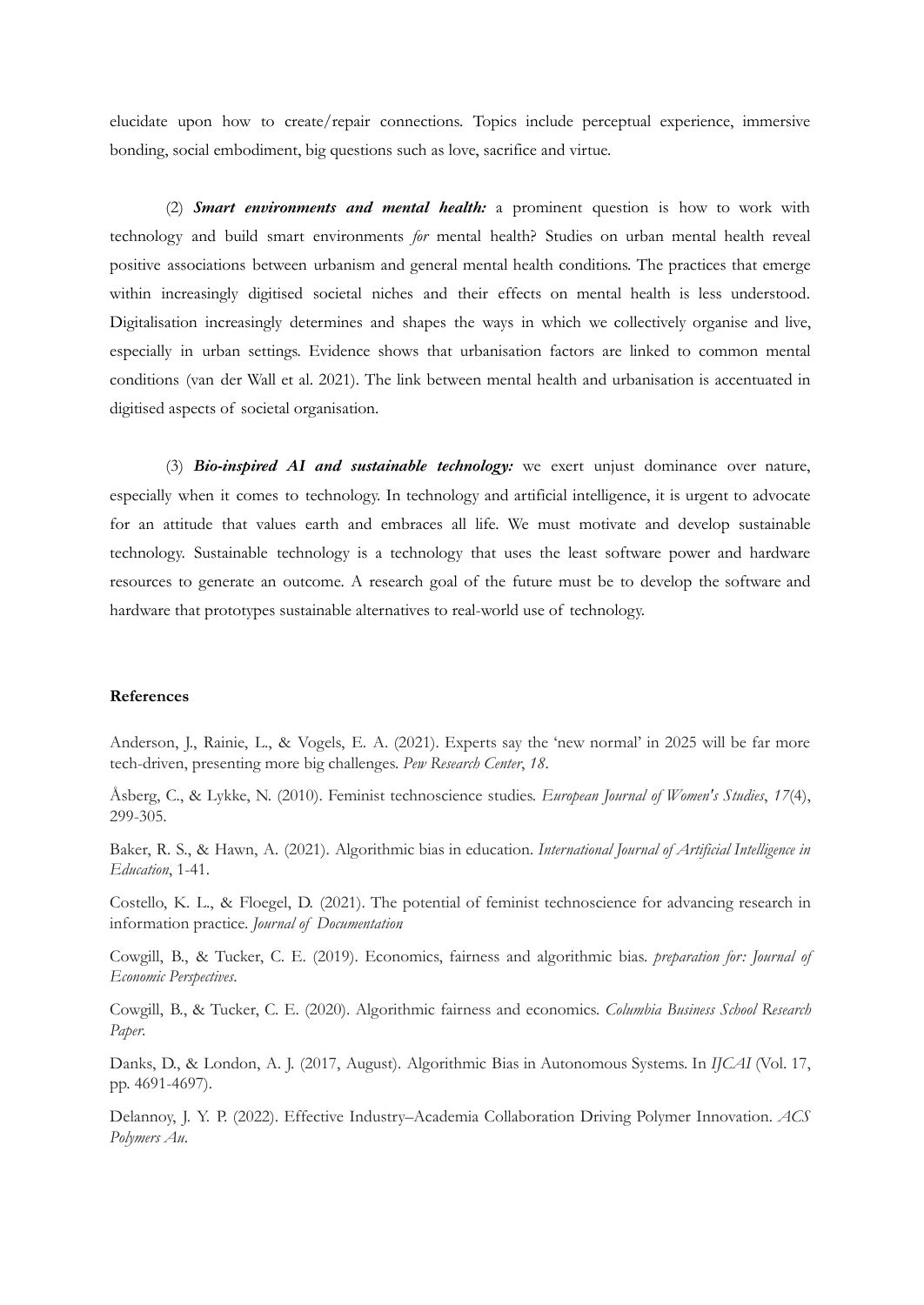elucidate upon how to create/repair connections. Topics include perceptual experience, immersive bonding, social embodiment, big questions such as love, sacrifice and virtue.

(2) ***Smart environments and mental health:*** a prominent question is how to work with technology and build smart environments *for* mental health? Studies on urban mental health reveal positive associations between urbanism and general mental health conditions. The practices that emerge within increasingly digitised societal niches and their effects on mental health is less understood. Digitalisation increasingly determines and shapes the ways in which we collectively organise and live, especially in urban settings. Evidence shows that urbanisation factors are linked to common mental conditions (van der Wall et al. 2021). The link between mental health and urbanisation is accentuated in digitised aspects of societal organisation.

(3) ***Bio-inspired AI and sustainable technology:*** we exert unjust dominance over nature, especially when it comes to technology. In technology and artificial intelligence, it is urgent to advocate for an attitude that values earth and embraces all life. We must motivate and develop sustainable technology. Sustainable technology is a technology that uses the least software power and hardware resources to generate an outcome. A research goal of the future must be to develop the software and hardware that prototypes sustainable alternatives to real-world use of technology.

**References**

Anderson, J., Rainie, L., & Vogels, E. A. (2021). Experts say the 'new normal' in 2025 will be far more tech-driven, presenting more big challenges. *Pew Research Center*, *18*.

Åsberg, C., & Lykke, N. (2010). Feminist technoscience studies. *European Journal of Women's Studies*, *17*(4), 299-305.

Baker, R. S., & Hawn, A. (2021). Algorithmic bias in education. *International Journal of Artificial Intelligence in Education*, 1-41.

Costello, K. L., & Floegel, D. (2021). The potential of feminist technoscience for advancing research in information practice. *Journal of Documentation*

Cowgill, B., & Tucker, C. E. (2019). Economics, fairness and algorithmic bias. *preparation for: Journal of Economic Perspectives*.

Cowgill, B., & Tucker, C. E. (2020). Algorithmic fairness and economics. *Columbia Business School Research Paper*.

Danks, D., & London, A. J. (2017, August). Algorithmic Bias in Autonomous Systems. In *IJCAI* (Vol. 17, pp. 4691-4697).

Delannoy, J. Y. P. (2022). Effective Industry–Academia Collaboration Driving Polymer Innovation. *ACS Polymers Au*.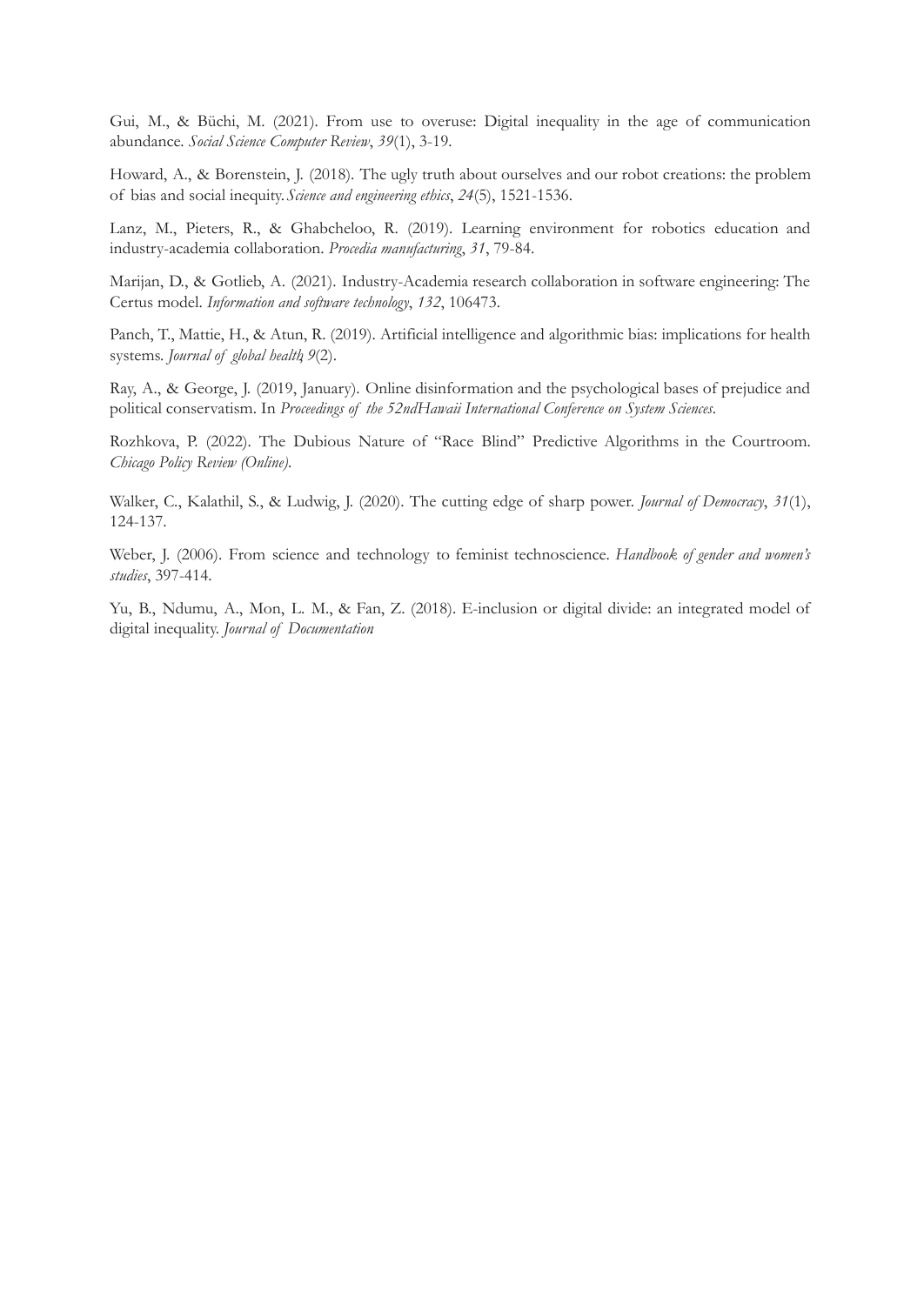Gui, M., & Büchi, M. (2021). From use to overuse: Digital inequality in the age of communication abundance. *Social Science Computer Review*, *39*(1), 3-19.

Howard, A., & Borenstein, J. (2018). The ugly truth about ourselves and our robot creations: the problem of bias and social inequity. *Science and engineering ethics*, *24*(5), 1521-1536.

Lanz, M., Pieters, R., & Ghabcheloo, R. (2019). Learning environment for robotics education and industry-academia collaboration. *Procedia manufacturing*, *31*, 79-84.

Marijan, D., & Gotlieb, A. (2021). Industry-Academia research collaboration in software engineering: The Certus model. *Information and software technology*, *132*, 106473.

Panch, T., Mattie, H., & Atun, R. (2019). Artificial intelligence and algorithmic bias: implications for health systems. *Journal of global health*, *9*(2).

Ray, A., & George, J. (2019, January). Online disinformation and the psychological bases of prejudice and political conservatism. In *Proceedings of the 52nd Hawaii International Conference on System Sciences*.

Rozhkova, P. (2022). The Dubious Nature of "Race Blind" Predictive Algorithms in the Courtroom. *Chicago Policy Review (Online)*.

Walker, C., Kalathil, S., & Ludwig, J. (2020). The cutting edge of sharp power. *Journal of Democracy*, *31*(1), 124-137.

Weber, J. (2006). From science and technology to feminist technoscience. *Handbook of gender and women's studies*, 397-414.

Yu, B., Ndumu, A., Mon, L. M., & Fan, Z. (2018). E-inclusion or digital divide: an integrated model of digital inequality. *Journal of Documentation*